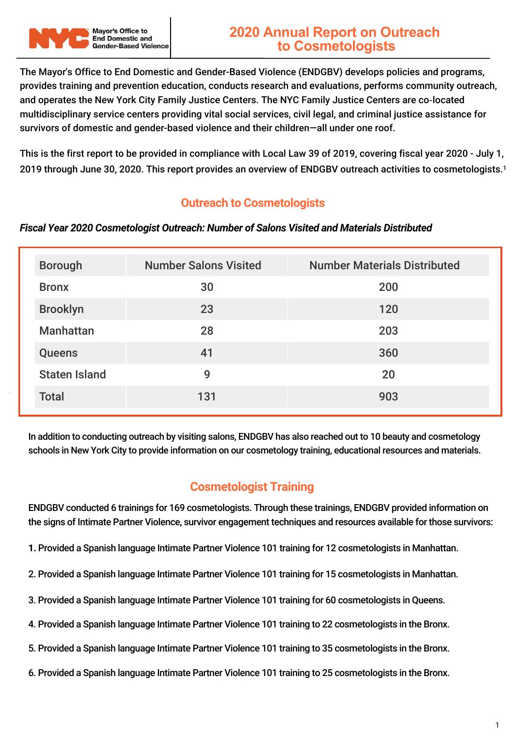# 2020 Annual Report on Outreach to Cosmetologists

NYC Mayor's Office to End Domestic and Gender-Based Violence

The Mayor's Office to End Domestic and Gender-Based Violence (ENDGBV) develops policies and programs, provides training and prevention education, conducts research and evaluations, performs community outreach, and operates the New York City Family Justice Centers. The NYC Family Justice Centers are co-located multidisciplinary service centers providing vital social services, civil legal, and criminal justice assistance for survivors of domestic and gender-based violence and their children—all under one roof.

This is the first report to be provided in compliance with Local Law 39 of 2019, covering fiscal year 2020 - July 1, 2019 through June 30, 2020. This report provides an overview of ENDGBV outreach activities to cosmetologists.[1]

## Outreach to Cosmetologists

***Fiscal Year 2020 Cosmetologist Outreach: Number of Salons Visited and Materials Distributed***

| Borough | Number Salons Visited | Number Materials Distributed |
|---|---|---|
| Bronx | 30 | 200 |
| Brooklyn | 23 | 120 |
| Manhattan | 28 | 203 |
| Queens | 41 | 360 |
| Staten Island | 9 | 20 |
| Total | 131 | 903 |

In addition to conducting outreach by visiting salons, ENDGBV has also reached out to 10 beauty and cosmetology schools in New York City to provide information on our cosmetology training, educational resources and materials.

## Cosmetologist Training

ENDGBV conducted 6 trainings for 169 cosmetologists. Through these trainings, ENDGBV provided information on the signs of Intimate Partner Violence, survivor engagement techniques and resources available for those survivors:

1. Provided a Spanish language Intimate Partner Violence 101 training for 12 cosmetologists in Manhattan.
2. Provided a Spanish language Intimate Partner Violence 101 training for 15 cosmetologists in Manhattan.
3. Provided a Spanish language Intimate Partner Violence 101 training for 60 cosmetologists in Queens.
4. Provided a Spanish language Intimate Partner Violence 101 training to 22 cosmetologists in the Bronx.
5. Provided a Spanish language Intimate Partner Violence 101 training to 35 cosmetologists in the Bronx.
6. Provided a Spanish language Intimate Partner Violence 101 training to 25 cosmetologists in the Bronx.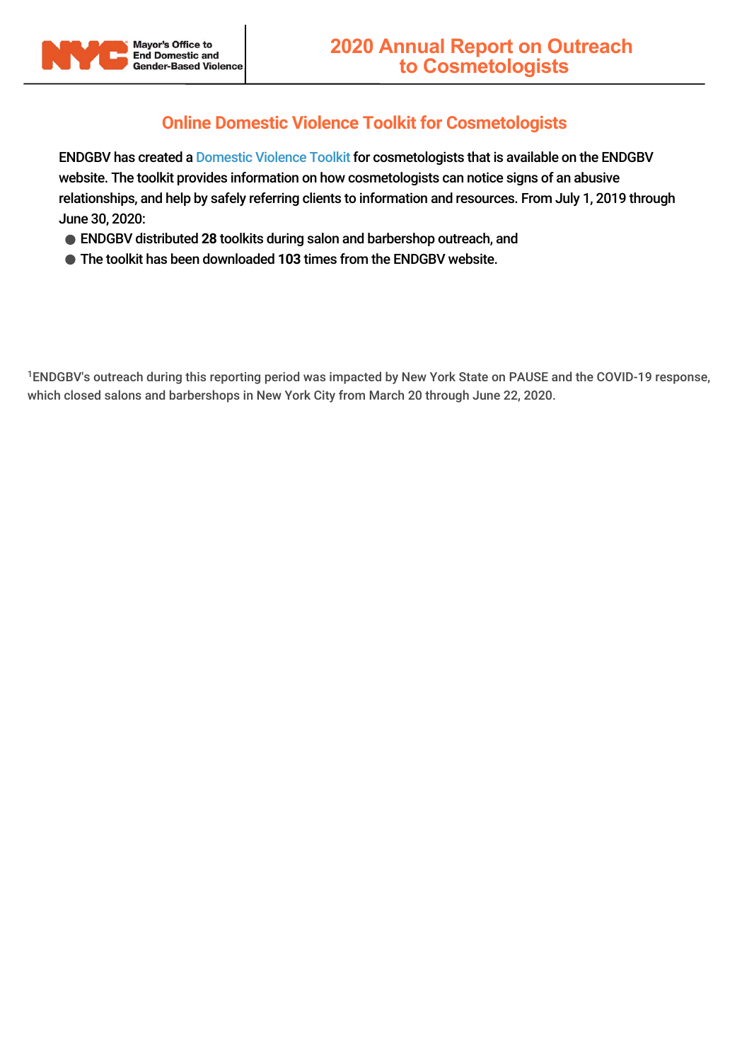## Online Domestic Violence Toolkit for Cosmetologists

ENDGBV has created a Domestic Violence Toolkit for cosmetologists that is available on the ENDGBV website. The toolkit provides information on how cosmetologists can notice signs of an abusive relationships, and help by safely referring clients to information and resources. From July 1, 2019 through June 30, 2020:

- ENDGBV distributed **28** toolkits during salon and barbershop outreach, and
- The toolkit has been downloaded **103** times from the ENDGBV website.

[1]ENDGBV's outreach during this reporting period was impacted by New York State on PAUSE and the COVID-19 response, which closed salons and barbershops in New York City from March 20 through June 22, 2020.